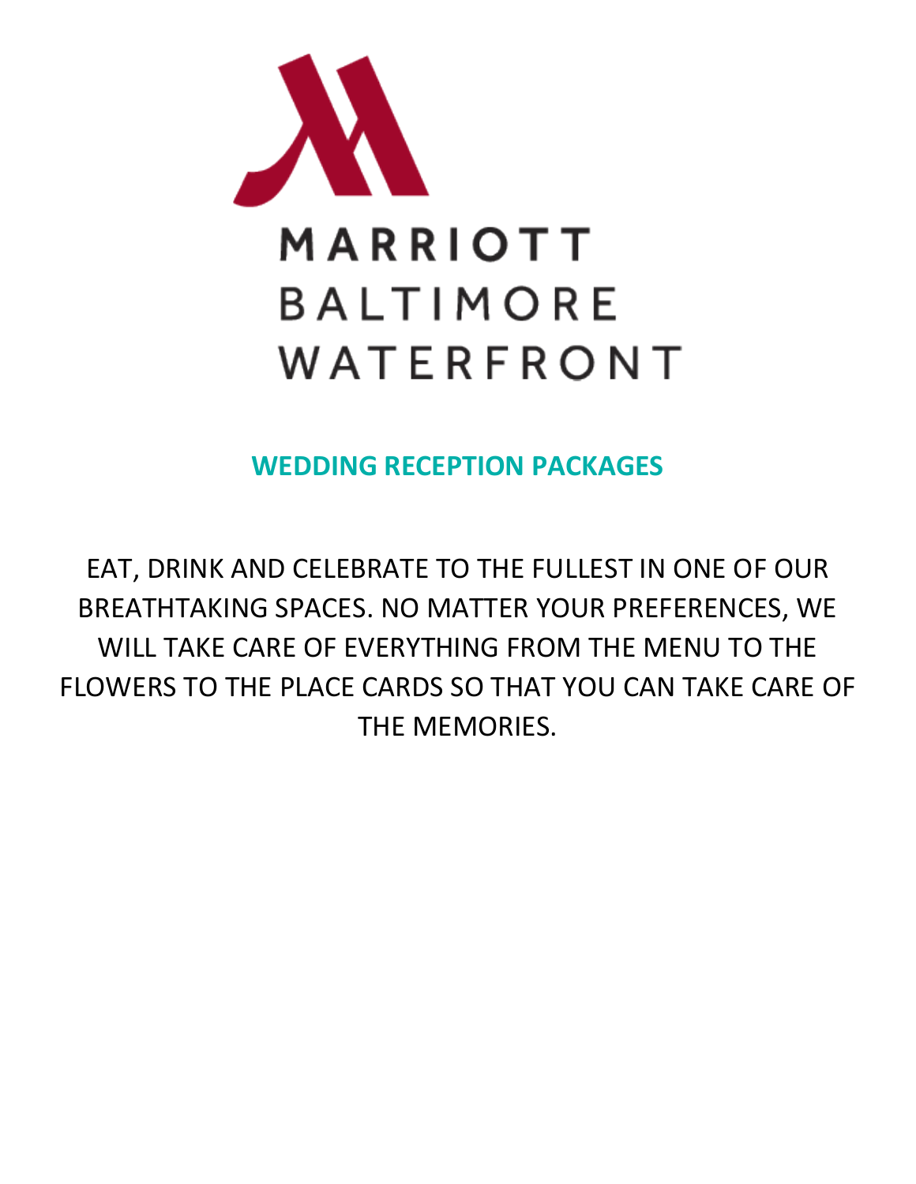MARRIOTT BALTIMORE WATERFRONT

## WEDDING RECEPTION PACKAGES

EAT, DRINK AND CELEBRATE TO THE FULLEST IN ONE OF OUR BREATHTAKING SPACES. NO MATTER YOUR PREFERENCES, WE WILL TAKE CARE OF EVERYTHING FROM THE MENU TO THE FLOWERS TO THE PLACE CARDS SO THAT YOU CAN TAKE CARE OF THE MEMORIES.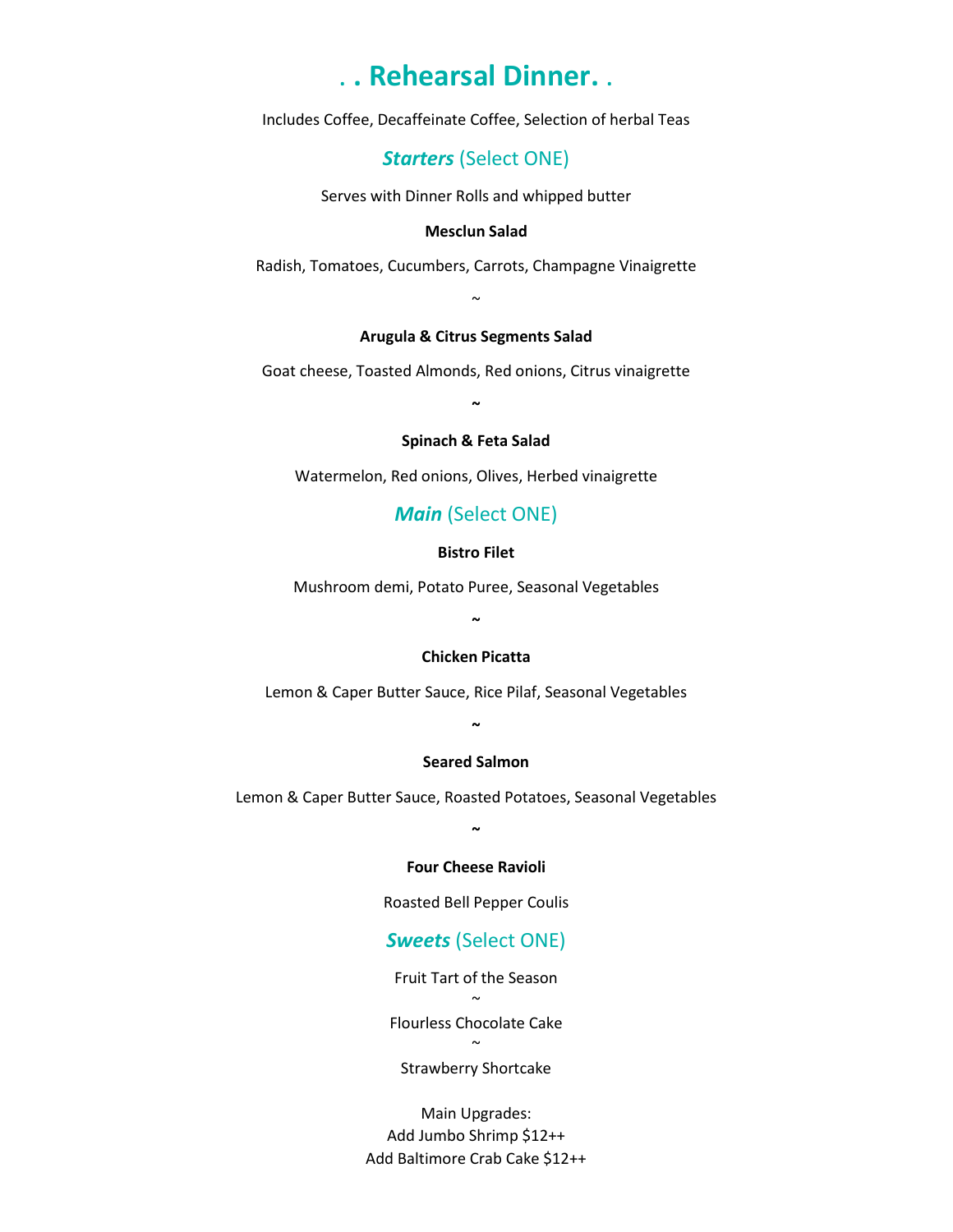# . . Rehearsal Dinner. .

Includes Coffee, Decaffeinate Coffee, Selection of herbal Teas

## ***Starters*** (Select ONE)

Serves with Dinner Rolls and whipped butter

**Mesclun Salad**

Radish, Tomatoes, Cucumbers, Carrots, Champagne Vinaigrette

~

**Arugula & Citrus Segments Salad**

Goat cheese, Toasted Almonds, Red onions, Citrus vinaigrette

~

**Spinach & Feta Salad**

Watermelon, Red onions, Olives, Herbed vinaigrette

## ***Main*** (Select ONE)

**Bistro Filet**

Mushroom demi, Potato Puree, Seasonal Vegetables

~

**Chicken Picatta**

Lemon & Caper Butter Sauce, Rice Pilaf, Seasonal Vegetables

~

**Seared Salmon**

Lemon & Caper Butter Sauce, Roasted Potatoes, Seasonal Vegetables

~

**Four Cheese Ravioli**

Roasted Bell Pepper Coulis

## ***Sweets*** (Select ONE)

Fruit Tart of the Season

~

Flourless Chocolate Cake

~

Strawberry Shortcake

Main Upgrades:
Add Jumbo Shrimp $12++
Add Baltimore Crab Cake $12++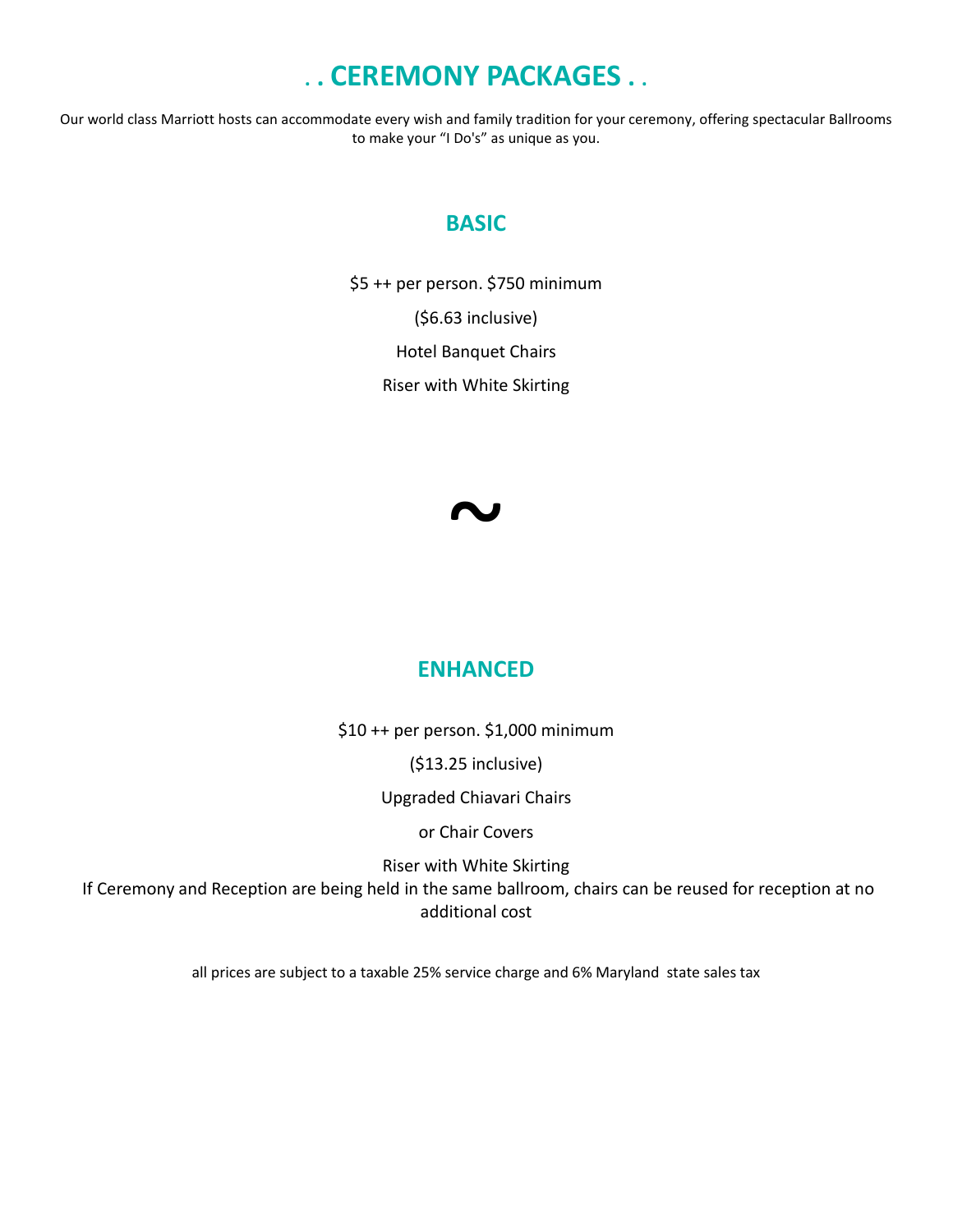# . . CEREMONY PACKAGES . .

Our world class Marriott hosts can accommodate every wish and family tradition for your ceremony, offering spectacular Ballrooms to make your "I Do's" as unique as you.

## BASIC

$5 ++ per person. $750 minimum

($6.63 inclusive)

Hotel Banquet Chairs

Riser with White Skirting

~

## ENHANCED

$10 ++ per person. $1,000 minimum

($13.25 inclusive)

Upgraded Chiavari Chairs

or Chair Covers

Riser with White Skirting

If Ceremony and Reception are being held in the same ballroom, chairs can be reused for reception at no additional cost

all prices are subject to a taxable 25% service charge and 6% Maryland state sales tax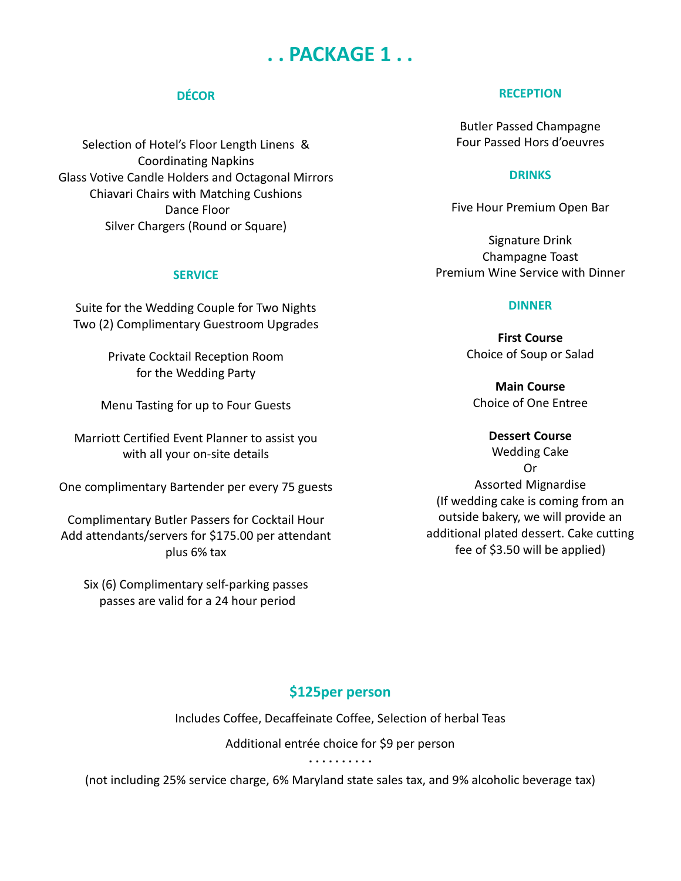# . . PACKAGE 1 . .

## DÉCOR

Selection of Hotel's Floor Length Linens & Coordinating Napkins
Glass Votive Candle Holders and Octagonal Mirrors
Chiavari Chairs with Matching Cushions
Dance Floor
Silver Chargers (Round or Square)

## SERVICE

Suite for the Wedding Couple for Two Nights
Two (2) Complimentary Guestroom Upgrades

Private Cocktail Reception Room for the Wedding Party

Menu Tasting for up to Four Guests

Marriott Certified Event Planner to assist you with all your on-site details

One complimentary Bartender per every 75 guests

Complimentary Butler Passers for Cocktail Hour
Add attendants/servers for $175.00 per attendant plus 6% tax

Six (6) Complimentary self-parking passes
passes are valid for a 24 hour period

## RECEPTION

Butler Passed Champagne
Four Passed Hors d'oeuvres

## DRINKS

Five Hour Premium Open Bar

Signature Drink
Champagne Toast
Premium Wine Service with Dinner

## DINNER

**First Course**
Choice of Soup or Salad

**Main Course**
Choice of One Entree

**Dessert Course**
Wedding Cake
Or
Assorted Mignardise
(If wedding cake is coming from an outside bakery, we will provide an additional plated dessert. Cake cutting fee of $3.50 will be applied)

## $125per person

Includes Coffee, Decaffeinate Coffee, Selection of herbal Teas

Additional entrée choice for $9 per person

. . . . . . . . . .

(not including 25% service charge, 6% Maryland state sales tax, and 9% alcoholic beverage tax)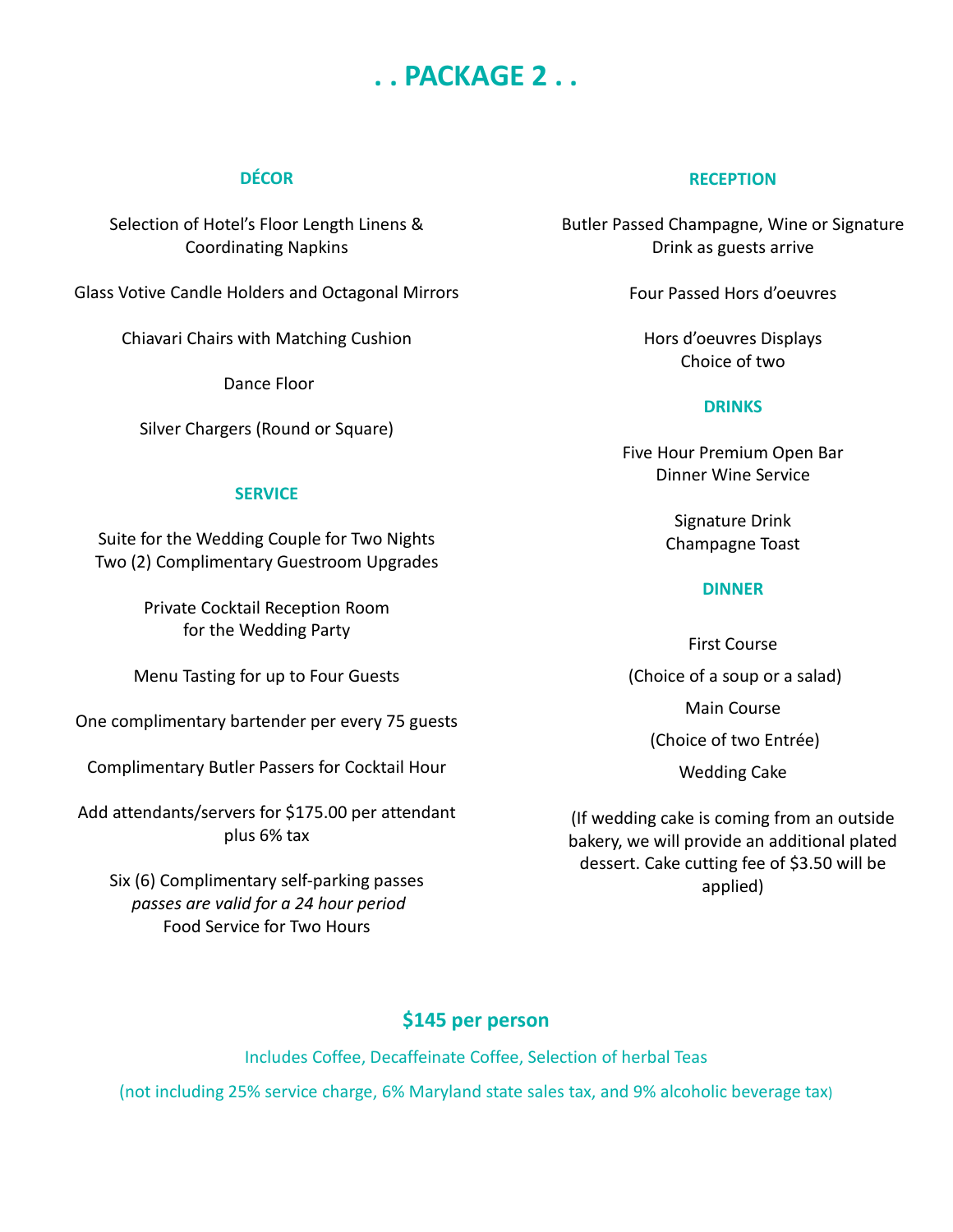# . . PACKAGE 2 . .

## DÉCOR

Selection of Hotel's Floor Length Linens & Coordinating Napkins

Glass Votive Candle Holders and Octagonal Mirrors

Chiavari Chairs with Matching Cushion

Dance Floor

Silver Chargers (Round or Square)

## SERVICE

Suite for the Wedding Couple for Two Nights
Two (2) Complimentary Guestroom Upgrades

Private Cocktail Reception Room
for the Wedding Party

Menu Tasting for up to Four Guests

One complimentary bartender per every 75 guests

Complimentary Butler Passers for Cocktail Hour

Add attendants/servers for $175.00 per attendant plus 6% tax

Six (6) Complimentary self-parking passes
*passes are valid for a 24 hour period*
Food Service for Two Hours

## RECEPTION

Butler Passed Champagne, Wine or Signature Drink as guests arrive

Four Passed Hors d'oeuvres

Hors d'oeuvres Displays
Choice of two

## DRINKS

Five Hour Premium Open Bar
Dinner Wine Service

Signature Drink
Champagne Toast

## DINNER

First Course

(Choice of a soup or a salad)

Main Course

(Choice of two Entrée)

Wedding Cake

(If wedding cake is coming from an outside bakery, we will provide an additional plated dessert. Cake cutting fee of $3.50 will be applied)

## $145 per person

Includes Coffee, Decaffeinate Coffee, Selection of herbal Teas

(not including 25% service charge, 6% Maryland state sales tax, and 9% alcoholic beverage tax)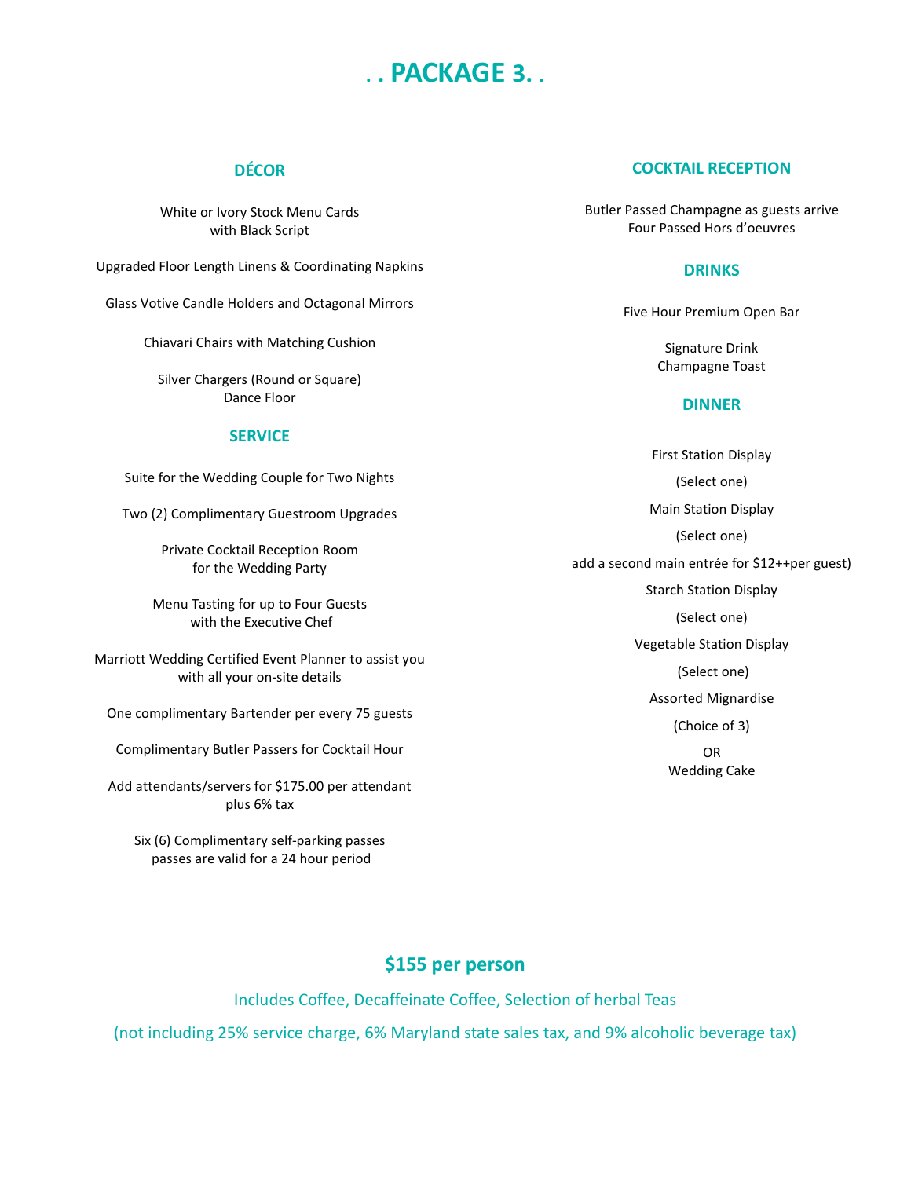# . . PACKAGE 3. .

## DÉCOR

White or Ivory Stock Menu Cards
with Black Script

Upgraded Floor Length Linens & Coordinating Napkins

Glass Votive Candle Holders and Octagonal Mirrors

Chiavari Chairs with Matching Cushion

Silver Chargers (Round or Square)
Dance Floor

## SERVICE

Suite for the Wedding Couple for Two Nights

Two (2) Complimentary Guestroom Upgrades

Private Cocktail Reception Room
for the Wedding Party

Menu Tasting for up to Four Guests
with the Executive Chef

Marriott Wedding Certified Event Planner to assist you
with all your on-site details

One complimentary Bartender per every 75 guests

Complimentary Butler Passers for Cocktail Hour

Add attendants/servers for $175.00 per attendant
plus 6% tax

Six (6) Complimentary self-parking passes
passes are valid for a 24 hour period

## COCKTAIL RECEPTION

Butler Passed Champagne as guests arrive
Four Passed Hors d'oeuvres

## DRINKS

Five Hour Premium Open Bar

Signature Drink
Champagne Toast

## DINNER

First Station Display

(Select one)

Main Station Display

(Select one)

add a second main entrée for $12++per guest)

Starch Station Display

(Select one)

Vegetable Station Display

(Select one)

Assorted Mignardise

(Choice of 3)

OR
Wedding Cake

## $155 per person

Includes Coffee, Decaffeinate Coffee, Selection of herbal Teas

(not including 25% service charge, 6% Maryland state sales tax, and 9% alcoholic beverage tax)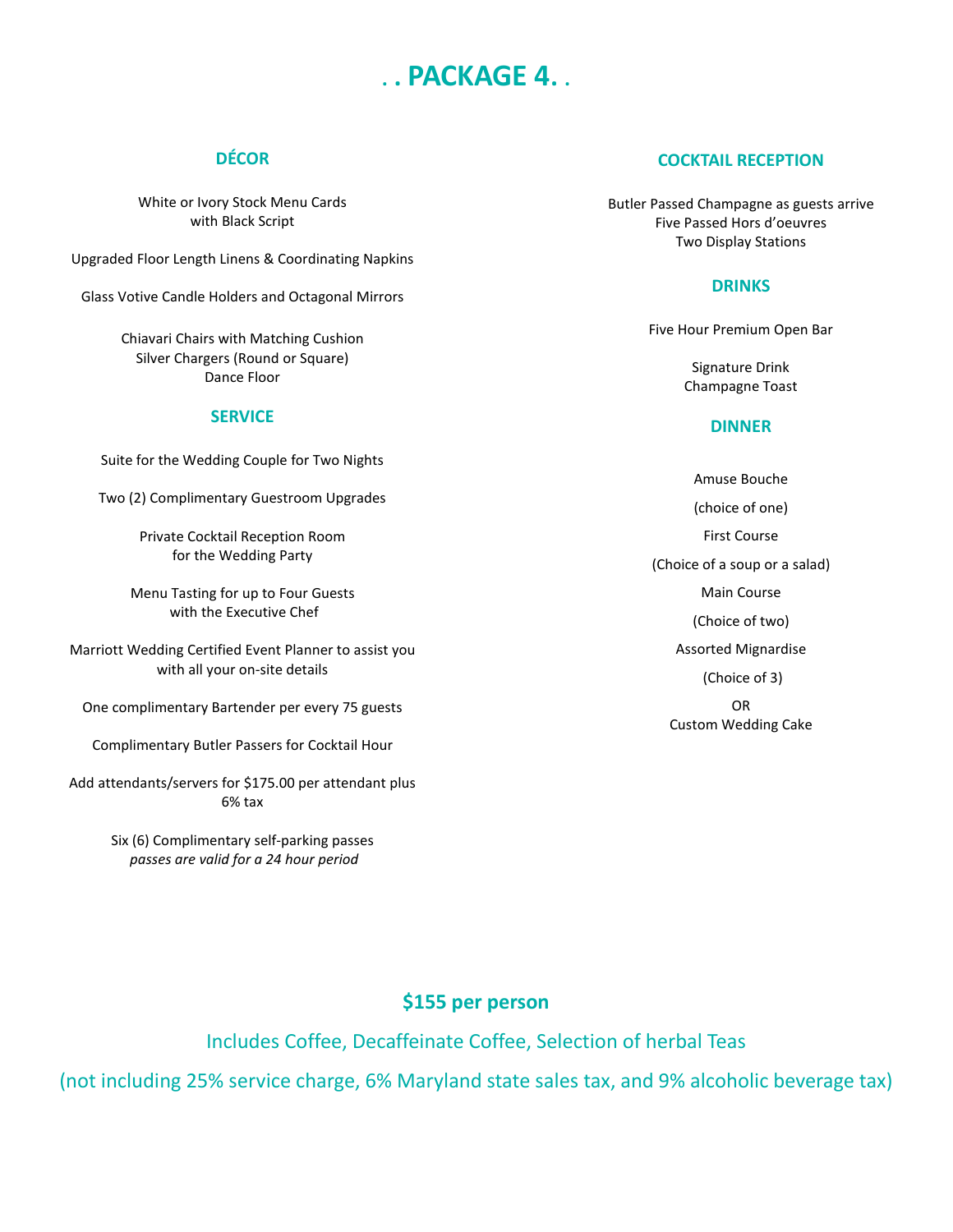# . . PACKAGE 4. .

## DÉCOR

White or Ivory Stock Menu Cards
with Black Script

Upgraded Floor Length Linens & Coordinating Napkins

Glass Votive Candle Holders and Octagonal Mirrors

Chiavari Chairs with Matching Cushion
Silver Chargers (Round or Square)
Dance Floor

## SERVICE

Suite for the Wedding Couple for Two Nights

Two (2) Complimentary Guestroom Upgrades

Private Cocktail Reception Room
for the Wedding Party

Menu Tasting for up to Four Guests
with the Executive Chef

Marriott Wedding Certified Event Planner to assist you
with all your on-site details

One complimentary Bartender per every 75 guests

Complimentary Butler Passers for Cocktail Hour

Add attendants/servers for $175.00 per attendant plus
6% tax

Six (6) Complimentary self-parking passes
*passes are valid for a 24 hour period*

## COCKTAIL RECEPTION

Butler Passed Champagne as guests arrive
Five Passed Hors d'oeuvres
Two Display Stations

## DRINKS

Five Hour Premium Open Bar

Signature Drink
Champagne Toast

## DINNER

Amuse Bouche

(choice of one)

First Course

(Choice of a soup or a salad)

Main Course

(Choice of two)

Assorted Mignardise

(Choice of 3)

OR
Custom Wedding Cake

## $155 per person

Includes Coffee, Decaffeinate Coffee, Selection of herbal Teas

(not including 25% service charge, 6% Maryland state sales tax, and 9% alcoholic beverage tax)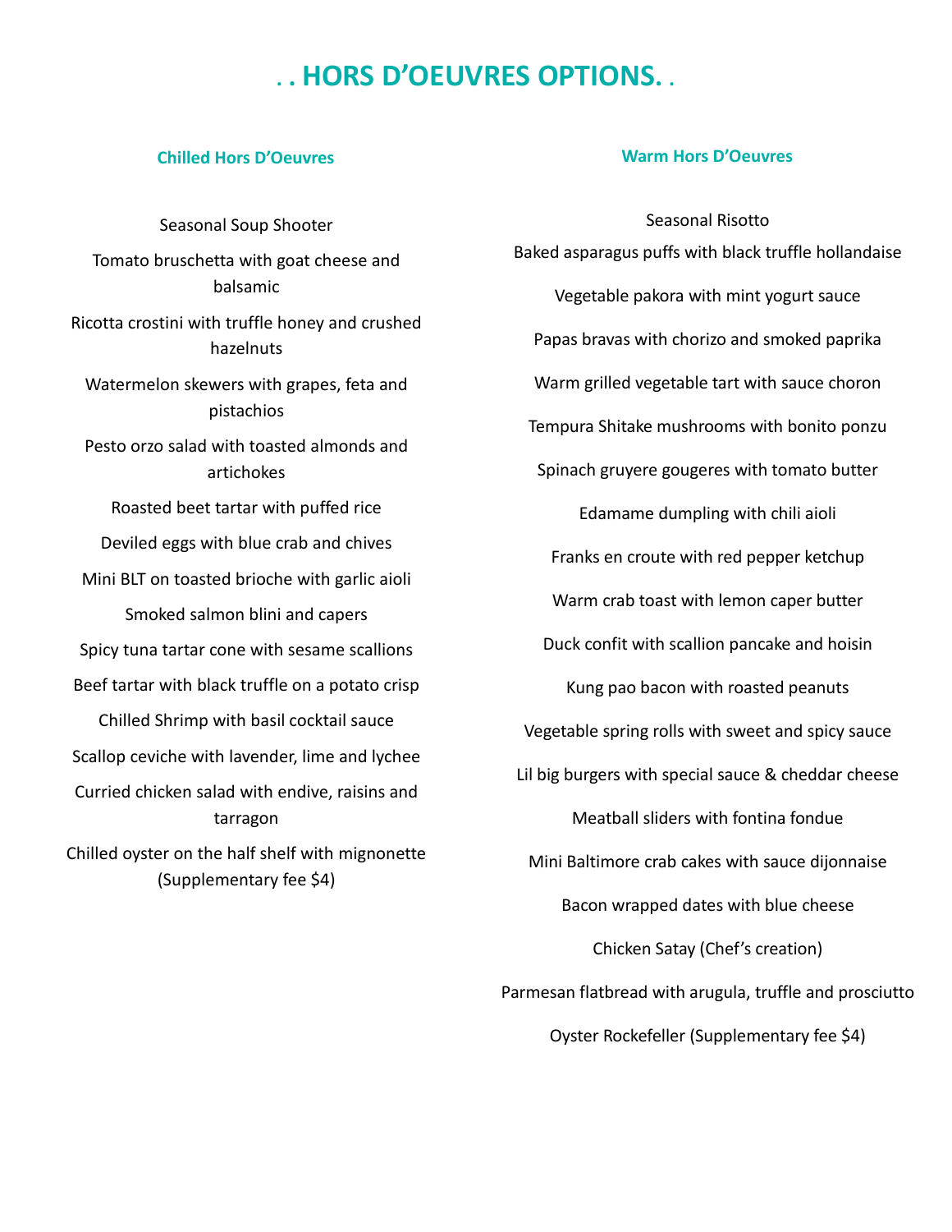# . . HORS D'OEUVRES OPTIONS. .

## Chilled Hors D'Oeuvres

Seasonal Soup Shooter

Tomato bruschetta with goat cheese and balsamic

Ricotta crostini with truffle honey and crushed hazelnuts

Watermelon skewers with grapes, feta and pistachios

Pesto orzo salad with toasted almonds and artichokes

Roasted beet tartar with puffed rice

Deviled eggs with blue crab and chives

Mini BLT on toasted brioche with garlic aioli

Smoked salmon blini and capers

Spicy tuna tartar cone with sesame scallions

Beef tartar with black truffle on a potato crisp

Chilled Shrimp with basil cocktail sauce

Scallop ceviche with lavender, lime and lychee

Curried chicken salad with endive, raisins and tarragon

Chilled oyster on the half shelf with mignonette (Supplementary fee $4)

## Warm Hors D'Oeuvres

Seasonal Risotto

Baked asparagus puffs with black truffle hollandaise

Vegetable pakora with mint yogurt sauce

Papas bravas with chorizo and smoked paprika

Warm grilled vegetable tart with sauce choron

Tempura Shitake mushrooms with bonito ponzu

Spinach gruyere gougeres with tomato butter

Edamame dumpling with chili aioli

Franks en croute with red pepper ketchup

Warm crab toast with lemon caper butter

Duck confit with scallion pancake and hoisin

Kung pao bacon with roasted peanuts

Vegetable spring rolls with sweet and spicy sauce

Lil big burgers with special sauce & cheddar cheese

Meatball sliders with fontina fondue

Mini Baltimore crab cakes with sauce dijonnaise

Bacon wrapped dates with blue cheese

Chicken Satay (Chef's creation)

Parmesan flatbread with arugula, truffle and prosciutto

Oyster Rockefeller (Supplementary fee $4)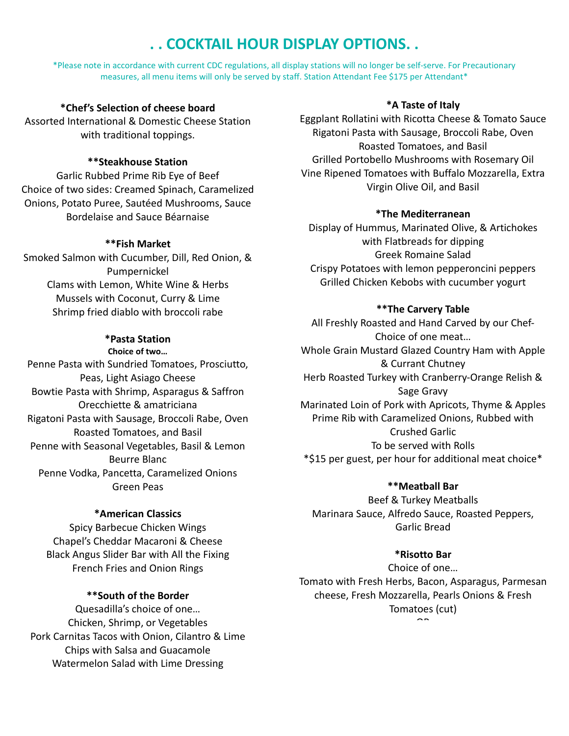# . . COCKTAIL HOUR DISPLAY OPTIONS. .

*Please note in accordance with current CDC regulations, all display stations will no longer be self-serve. For Precautionary measures, all menu items will only be served by staff. Station Attendant Fee $175 per Attendant*

**\*Chef's Selection of cheese board**

Assorted International & Domestic Cheese Station with traditional toppings.

**\*\*Steakhouse Station**

Garlic Rubbed Prime Rib Eye of Beef
Choice of two sides: Creamed Spinach, Caramelized Onions, Potato Puree, Sautéed Mushrooms, Sauce Bordelaise and Sauce Béarnaise

**\*\*Fish Market**

Smoked Salmon with Cucumber, Dill, Red Onion, & Pumpernickel
Clams with Lemon, White Wine & Herbs
Mussels with Coconut, Curry & Lime
Shrimp fried diablo with broccoli rabe

**\*Pasta Station**

**Choice of two…**

Penne Pasta with Sundried Tomatoes, Prosciutto, Peas, Light Asiago Cheese
Bowtie Pasta with Shrimp, Asparagus & Saffron
Orecchiette & amatriciana
Rigatoni Pasta with Sausage, Broccoli Rabe, Oven Roasted Tomatoes, and Basil
Penne with Seasonal Vegetables, Basil & Lemon Beurre Blanc
Penne Vodka, Pancetta, Caramelized Onions Green Peas

**\*American Classics**

Spicy Barbecue Chicken Wings
Chapel's Cheddar Macaroni & Cheese
Black Angus Slider Bar with All the Fixing
French Fries and Onion Rings

**\*\*South of the Border**

Quesadilla's choice of one…
Chicken, Shrimp, or Vegetables
Pork Carnitas Tacos with Onion, Cilantro & Lime
Chips with Salsa and Guacamole
Watermelon Salad with Lime Dressing

**\*A Taste of Italy**

Eggplant Rollatini with Ricotta Cheese & Tomato Sauce
Rigatoni Pasta with Sausage, Broccoli Rabe, Oven Roasted Tomatoes, and Basil
Grilled Portobello Mushrooms with Rosemary Oil
Vine Ripened Tomatoes with Buffalo Mozzarella, Extra Virgin Olive Oil, and Basil

**\*The Mediterranean**

Display of Hummus, Marinated Olive, & Artichokes with Flatbreads for dipping
Greek Romaine Salad
Crispy Potatoes with lemon pepperoncini peppers
Grilled Chicken Kebobs with cucumber yogurt

**\*\*The Carvery Table**

All Freshly Roasted and Hand Carved by our Chef-
Choice of one meat…
Whole Grain Mustard Glazed Country Ham with Apple & Currant Chutney
Herb Roasted Turkey with Cranberry-Orange Relish & Sage Gravy
Marinated Loin of Pork with Apricots, Thyme & Apples
Prime Rib with Caramelized Onions, Rubbed with Crushed Garlic
To be served with Rolls
*$15 per guest, per hour for additional meat choice*

**\*\*Meatball Bar**

Beef & Turkey Meatballs
Marinara Sauce, Alfredo Sauce, Roasted Peppers, Garlic Bread

**\*Risotto Bar**

Choice of one…
Tomato with Fresh Herbs, Bacon, Asparagus, Parmesan cheese, Fresh Mozzarella, Pearls Onions & Fresh Tomatoes (cut)
OR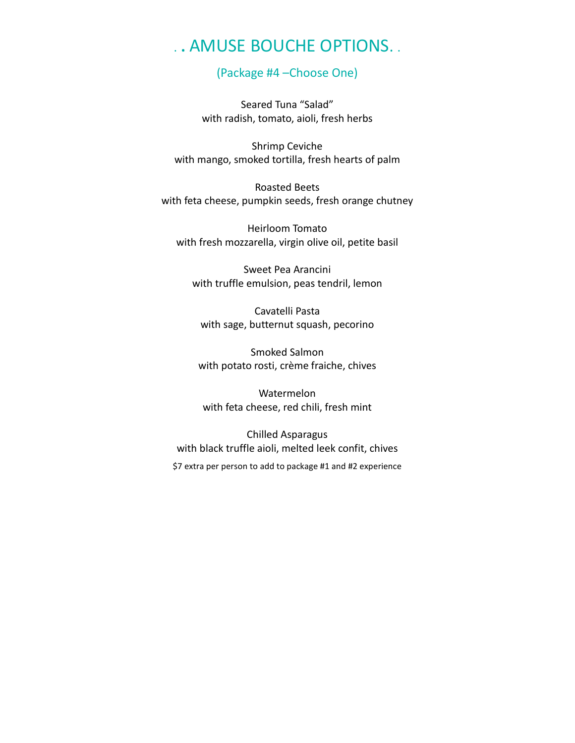# . . AMUSE BOUCHE OPTIONS. .

## (Package #4 –Choose One)

Seared Tuna "Salad"
with radish, tomato, aioli, fresh herbs

Shrimp Ceviche
with mango, smoked tortilla, fresh hearts of palm

Roasted Beets
with feta cheese, pumpkin seeds, fresh orange chutney

Heirloom Tomato
with fresh mozzarella, virgin olive oil, petite basil

Sweet Pea Arancini
with truffle emulsion, peas tendril, lemon

Cavatelli Pasta
with sage, butternut squash, pecorino

Smoked Salmon
with potato rosti, crème fraiche, chives

Watermelon
with feta cheese, red chili, fresh mint

Chilled Asparagus
with black truffle aioli, melted leek confit, chives

$7 extra per person to add to package #1 and #2 experience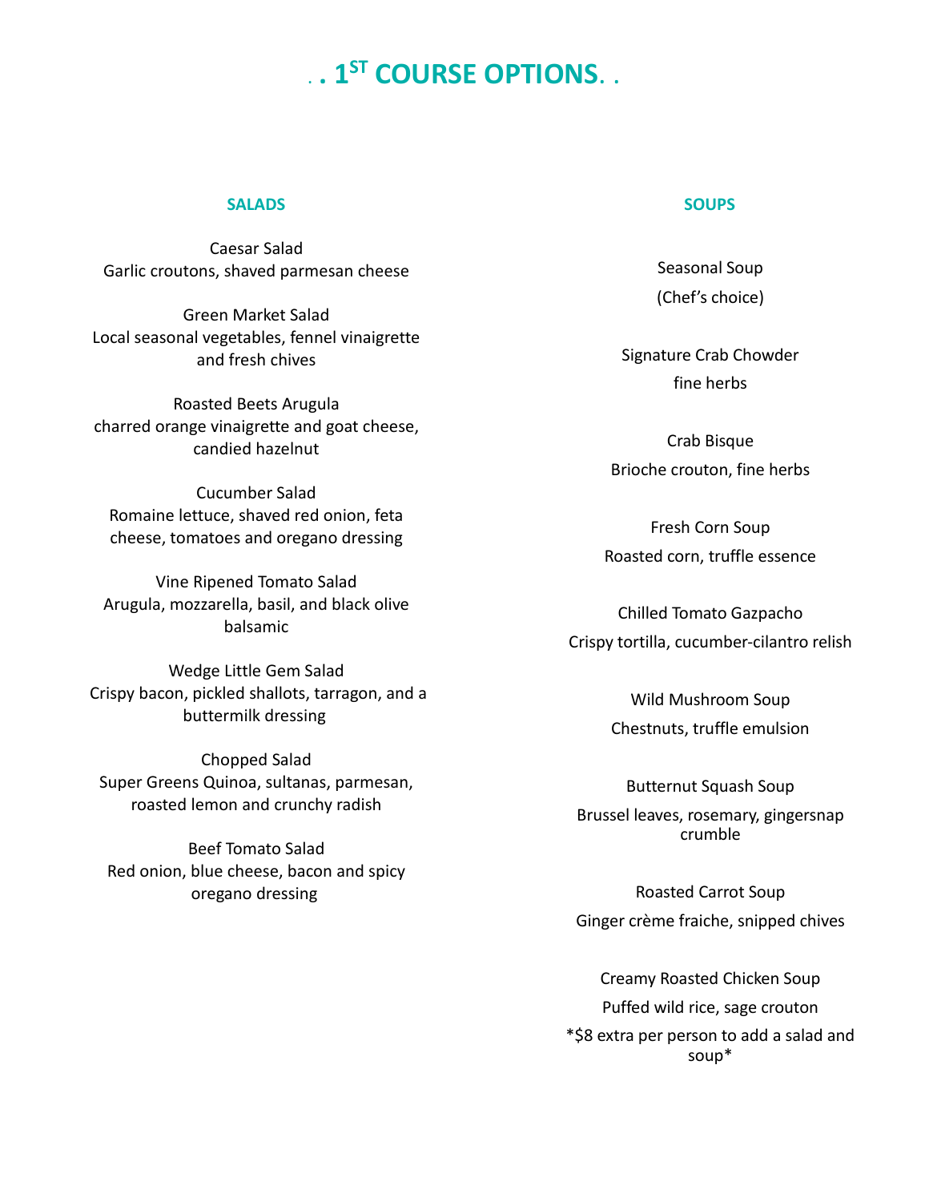# . . 1ST COURSE OPTIONS. .

### SALADS

Caesar Salad
Garlic croutons, shaved parmesan cheese

Green Market Salad
Local seasonal vegetables, fennel vinaigrette and fresh chives

Roasted Beets Arugula
charred orange vinaigrette and goat cheese, candied hazelnut

Cucumber Salad
Romaine lettuce, shaved red onion, feta cheese, tomatoes and oregano dressing

Vine Ripened Tomato Salad
Arugula, mozzarella, basil, and black olive balsamic

Wedge Little Gem Salad
Crispy bacon, pickled shallots, tarragon, and a buttermilk dressing

Chopped Salad
Super Greens Quinoa, sultanas, parmesan, roasted lemon and crunchy radish

Beef Tomato Salad
Red onion, blue cheese, bacon and spicy oregano dressing

### SOUPS

Seasonal Soup
(Chef's choice)

Signature Crab Chowder
fine herbs

Crab Bisque
Brioche crouton, fine herbs

Fresh Corn Soup
Roasted corn, truffle essence

Chilled Tomato Gazpacho
Crispy tortilla, cucumber-cilantro relish

Wild Mushroom Soup
Chestnuts, truffle emulsion

Butternut Squash Soup
Brussel leaves, rosemary, gingersnap crumble

Roasted Carrot Soup
Ginger crème fraiche, snipped chives

Creamy Roasted Chicken Soup
Puffed wild rice, sage crouton

*$8 extra per person to add a salad and soup*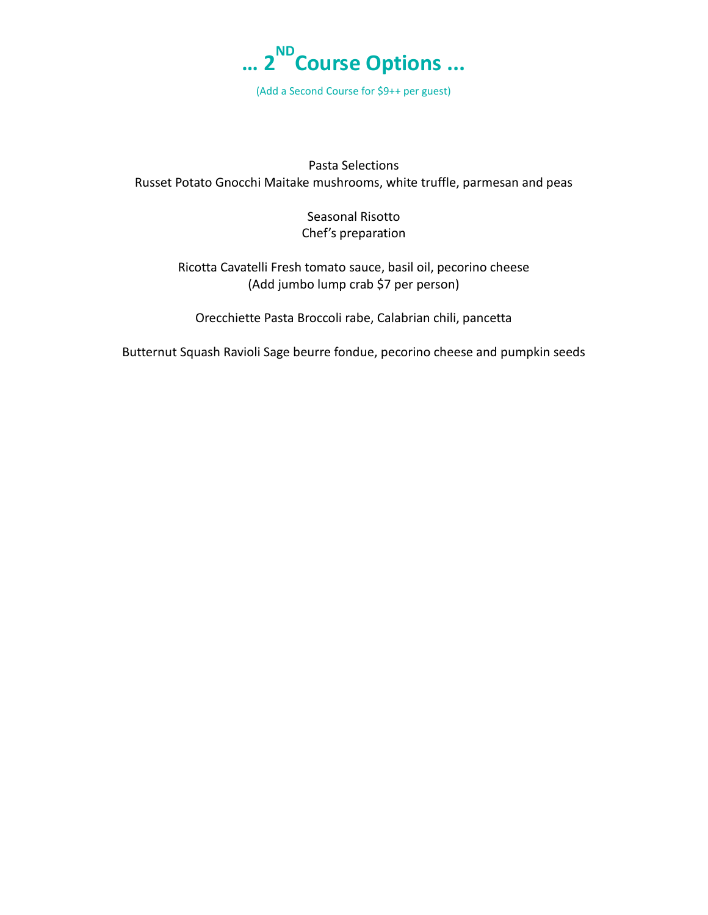# … 2[ND] Course Options …

(Add a Second Course for $9++ per guest)

Pasta Selections
Russet Potato Gnocchi Maitake mushrooms, white truffle, parmesan and peas

Seasonal Risotto
Chef's preparation

Ricotta Cavatelli Fresh tomato sauce, basil oil, pecorino cheese
(Add jumbo lump crab $7 per person)

Orecchiette Pasta Broccoli rabe, Calabrian chili, pancetta

Butternut Squash Ravioli Sage beurre fondue, pecorino cheese and pumpkin seeds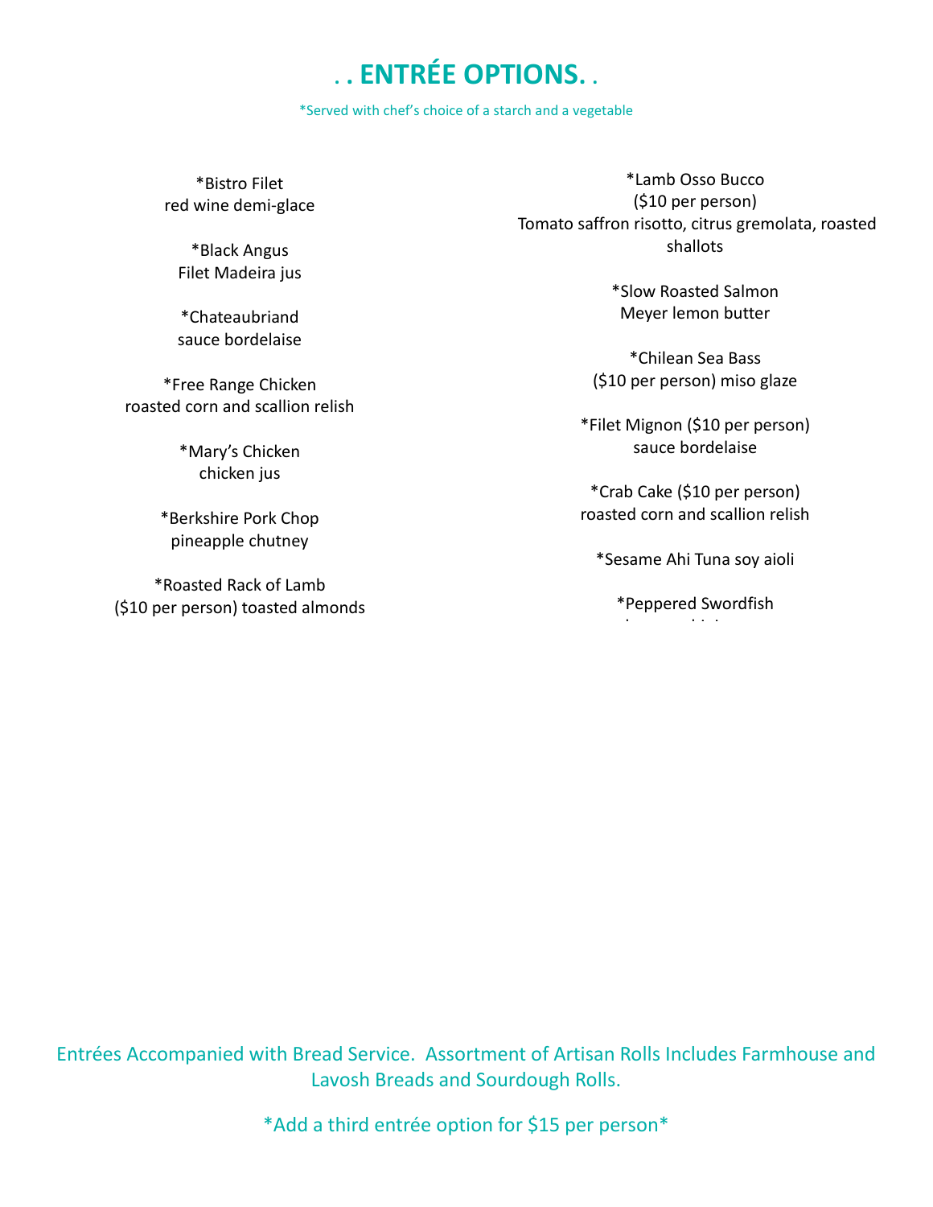# . . ENTRÉE OPTIONS. .

*Served with chef's choice of a starch and a vegetable

*Bistro Filet
red wine demi-glace

*Black Angus
Filet Madeira jus

*Chateaubriand
sauce bordelaise

*Free Range Chicken
roasted corn and scallion relish

*Mary's Chicken
chicken jus

*Berkshire Pork Chop
pineapple chutney

*Roasted Rack of Lamb
($10 per person) toasted almonds

*Lamb Osso Bucco
($10 per person)
Tomato saffron risotto, citrus gremolata, roasted shallots

*Slow Roasted Salmon
Meyer lemon butter

*Chilean Sea Bass
($10 per person) miso glaze

*Filet Mignon ($10 per person)
sauce bordelaise

*Crab Cake ($10 per person)
roasted corn and scallion relish

*Sesame Ahi Tuna soy aioli

*Peppered Swordfish

Entrées Accompanied with Bread Service. Assortment of Artisan Rolls Includes Farmhouse and Lavosh Breads and Sourdough Rolls.

*Add a third entrée option for $15 per person*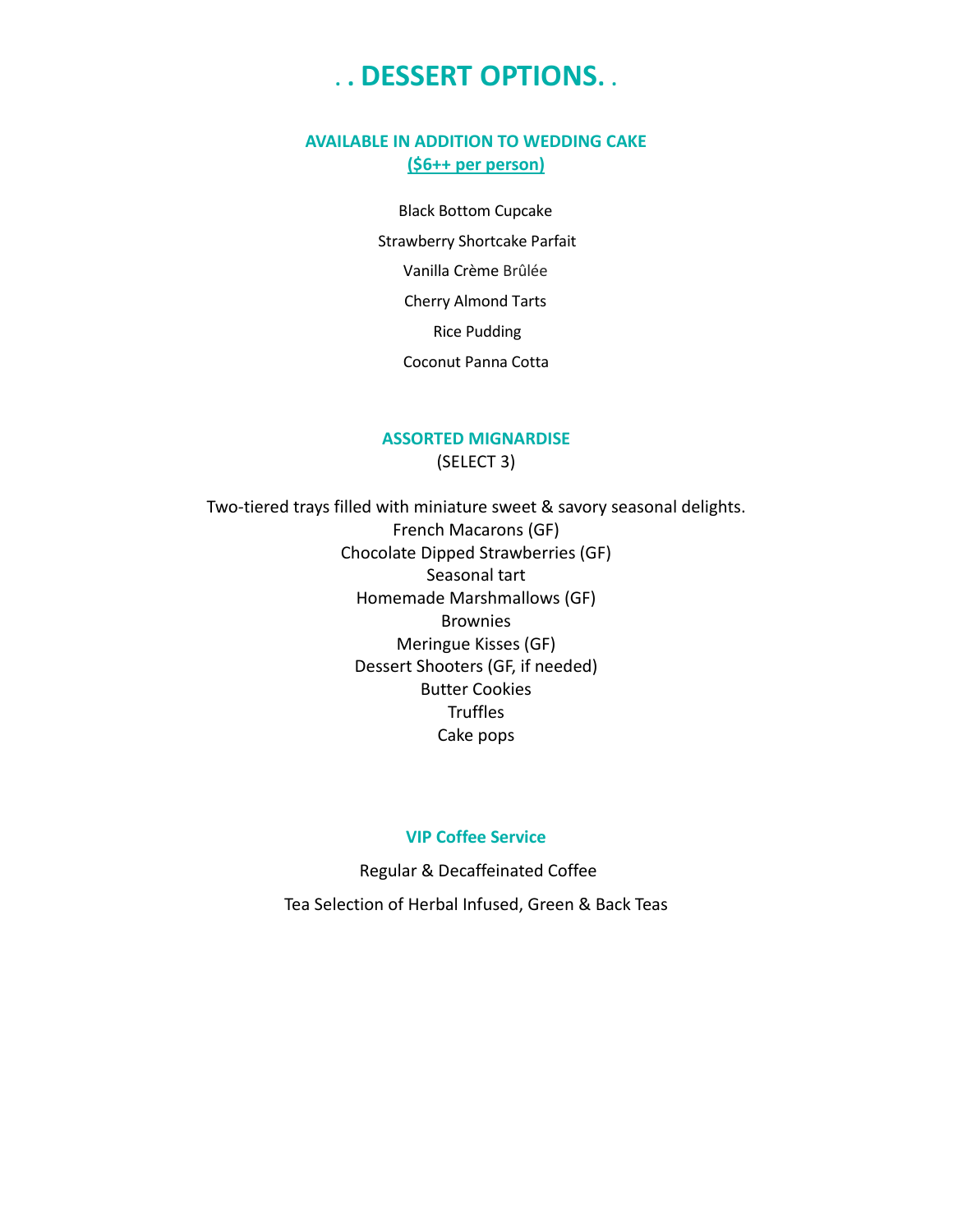# . . DESSERT OPTIONS. .

### AVAILABLE IN ADDITION TO WEDDING CAKE

**($6++ per person)**

Black Bottom Cupcake

Strawberry Shortcake Parfait

Vanilla Crème Brûlée

Cherry Almond Tarts

Rice Pudding

Coconut Panna Cotta

### ASSORTED MIGNARDISE

(SELECT 3)

Two-tiered trays filled with miniature sweet & savory seasonal delights.

French Macarons (GF)
Chocolate Dipped Strawberries (GF)
Seasonal tart
Homemade Marshmallows (GF)
Brownies
Meringue Kisses (GF)
Dessert Shooters (GF, if needed)
Butter Cookies
Truffles
Cake pops

### VIP Coffee Service

Regular & Decaffeinated Coffee

Tea Selection of Herbal Infused, Green & Back Teas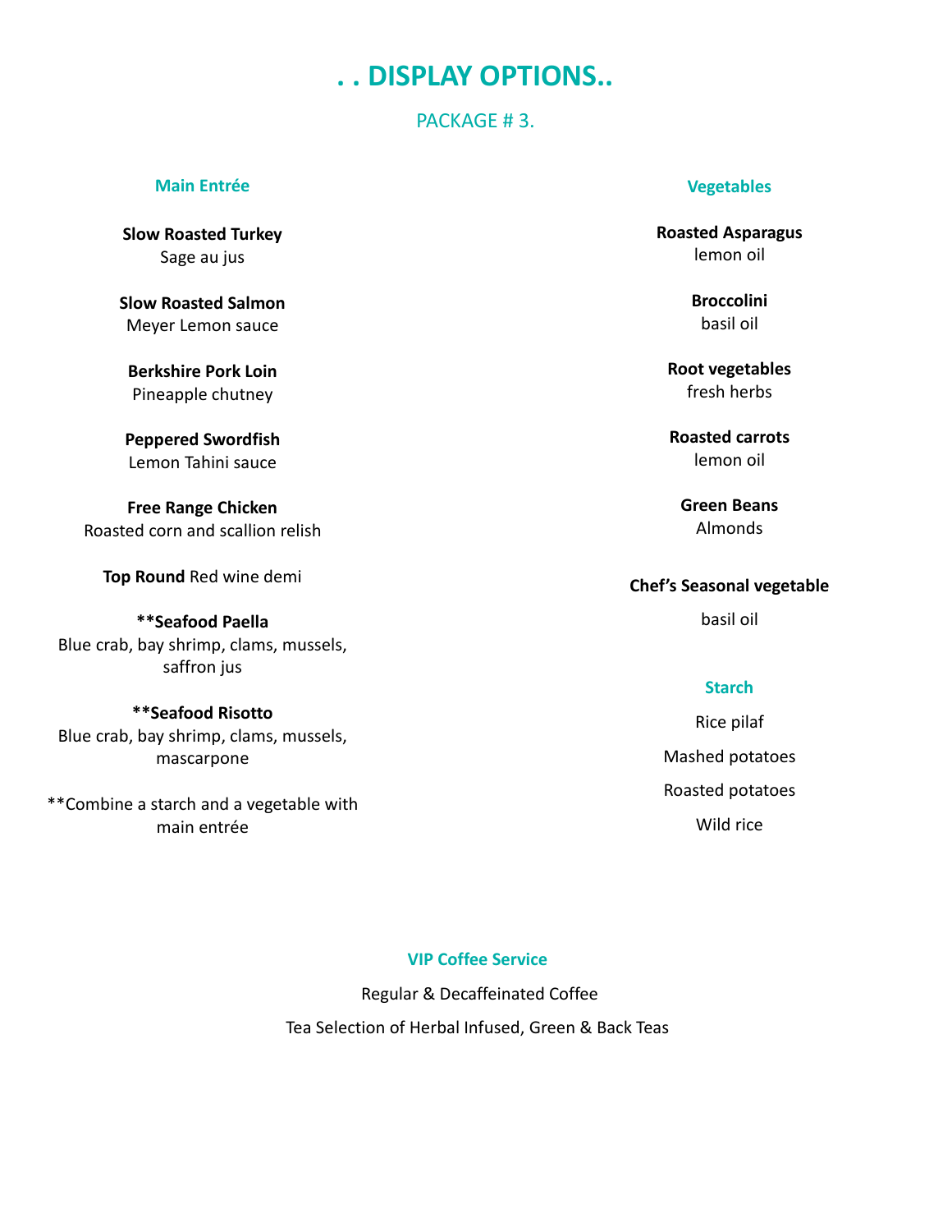# . . DISPLAY OPTIONS..

PACKAGE # 3.

### Main Entrée

**Slow Roasted Turkey**
Sage au jus

**Slow Roasted Salmon**
Meyer Lemon sauce

**Berkshire Pork Loin**
Pineapple chutney

**Peppered Swordfish**
Lemon Tahini sauce

**Free Range Chicken**
Roasted corn and scallion relish

**Top Round** Red wine demi

****Seafood Paella**
Blue crab, bay shrimp, clams, mussels, saffron jus

****Seafood Risotto**
Blue crab, bay shrimp, clams, mussels, mascarpone

**Combine a starch and a vegetable with main entrée

### Vegetables

**Roasted Asparagus**
lemon oil

**Broccolini**
basil oil

**Root vegetables**
fresh herbs

**Roasted carrots**
lemon oil

**Green Beans**
Almonds

**Chef's Seasonal vegetable**

basil oil

### Starch

Rice pilaf

Mashed potatoes

Roasted potatoes

Wild rice

### VIP Coffee Service

Regular & Decaffeinated Coffee

Tea Selection of Herbal Infused, Green & Back Teas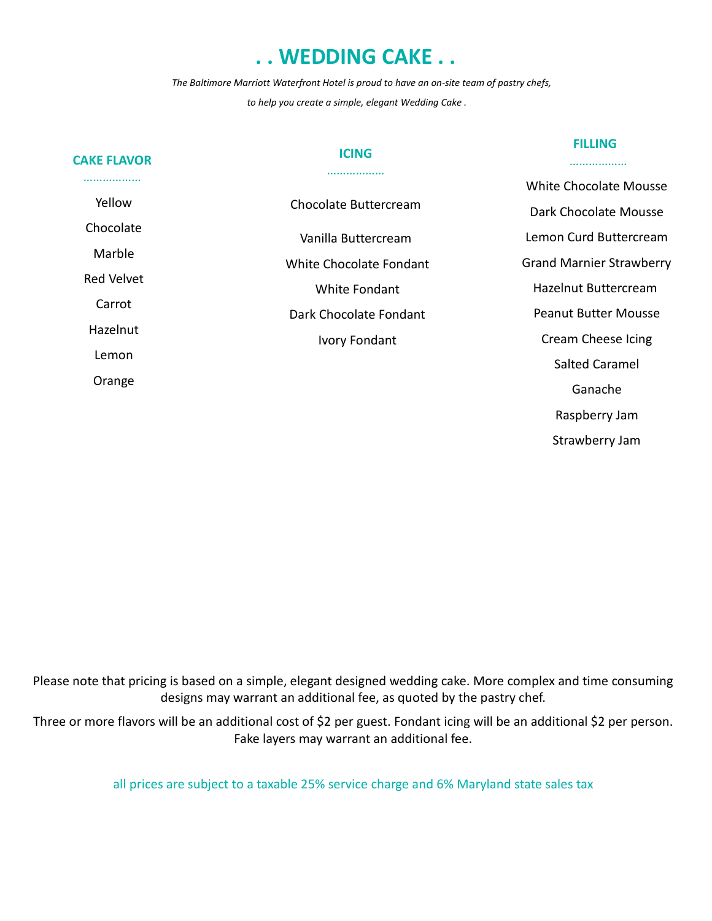# . . WEDDING CAKE . .

*The Baltimore Marriott Waterfront Hotel is proud to have an on-site team of pastry chefs, to help you create a simple, elegant Wedding Cake .*

## CAKE FLAVOR

Yellow

Chocolate

Marble

Red Velvet

Carrot

Hazelnut

Lemon

Orange

## ICING

Chocolate Buttercream

Vanilla Buttercream

White Chocolate Fondant

White Fondant

Dark Chocolate Fondant

Ivory Fondant

## FILLING

White Chocolate Mousse

Dark Chocolate Mousse

Lemon Curd Buttercream

Grand Marnier Strawberry

Hazelnut Buttercream

Peanut Butter Mousse

Cream Cheese Icing

Salted Caramel

Ganache

Raspberry Jam

Strawberry Jam

Please note that pricing is based on a simple, elegant designed wedding cake. More complex and time consuming designs may warrant an additional fee, as quoted by the pastry chef.

Three or more flavors will be an additional cost of $2 per guest. Fondant icing will be an additional $2 per person. Fake layers may warrant an additional fee.

all prices are subject to a taxable 25% service charge and 6% Maryland state sales tax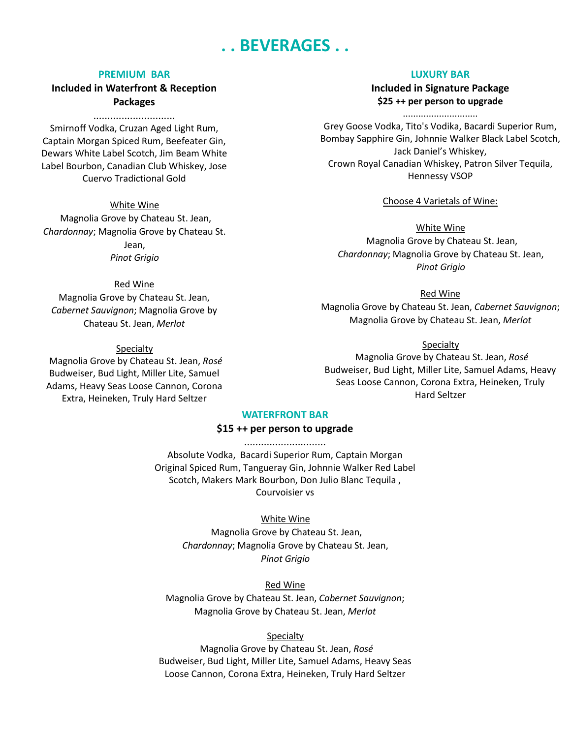# . . BEVERAGES . .

## PREMIUM BAR

**Included in Waterfront & Reception Packages**

............................

Smirnoff Vodka, Cruzan Aged Light Rum, Captain Morgan Spiced Rum, Beefeater Gin, Dewars White Label Scotch, Jim Beam White Label Bourbon, Canadian Club Whiskey, Jose Cuervo Tradictional Gold

White Wine

Magnolia Grove by Chateau St. Jean, *Chardonnay*; Magnolia Grove by Chateau St. Jean, *Pinot Grigio*

Red Wine

Magnolia Grove by Chateau St. Jean, *Cabernet Sauvignon*; Magnolia Grove by Chateau St. Jean, *Merlot*

Specialty

Magnolia Grove by Chateau St. Jean, *Rosé*
Budweiser, Bud Light, Miller Lite, Samuel Adams, Heavy Seas Loose Cannon, Corona Extra, Heineken, Truly Hard Seltzer

## LUXURY BAR

**Included in Signature Package**
**$25 ++ per person to upgrade**

............................

Grey Goose Vodka, Tito's Vodika, Bacardi Superior Rum, Bombay Sapphire Gin, Johnnie Walker Black Label Scotch, Jack Daniel's Whiskey,
Crown Royal Canadian Whiskey, Patron Silver Tequila, Hennessy VSOP

Choose 4 Varietals of Wine:

White Wine

Magnolia Grove by Chateau St. Jean, *Chardonnay*; Magnolia Grove by Chateau St. Jean, *Pinot Grigio*

Red Wine

Magnolia Grove by Chateau St. Jean, *Cabernet Sauvignon*; Magnolia Grove by Chateau St. Jean, *Merlot*

Specialty

Magnolia Grove by Chateau St. Jean, *Rosé*
Budweiser, Bud Light, Miller Lite, Samuel Adams, Heavy Seas Loose Cannon, Corona Extra, Heineken, Truly Hard Seltzer

## WATERFRONT BAR

**$15 ++ per person to upgrade**

............................

Absolute Vodka, Bacardi Superior Rum, Captain Morgan Original Spiced Rum, Tangueray Gin, Johnnie Walker Red Label Scotch, Makers Mark Bourbon, Don Julio Blanc Tequila , Courvoisier vs

White Wine

Magnolia Grove by Chateau St. Jean, *Chardonnay*; Magnolia Grove by Chateau St. Jean, *Pinot Grigio*

Red Wine

Magnolia Grove by Chateau St. Jean, *Cabernet Sauvignon*; Magnolia Grove by Chateau St. Jean, *Merlot*

Specialty

Magnolia Grove by Chateau St. Jean, *Rosé*
Budweiser, Bud Light, Miller Lite, Samuel Adams, Heavy Seas Loose Cannon, Corona Extra, Heineken, Truly Hard Seltzer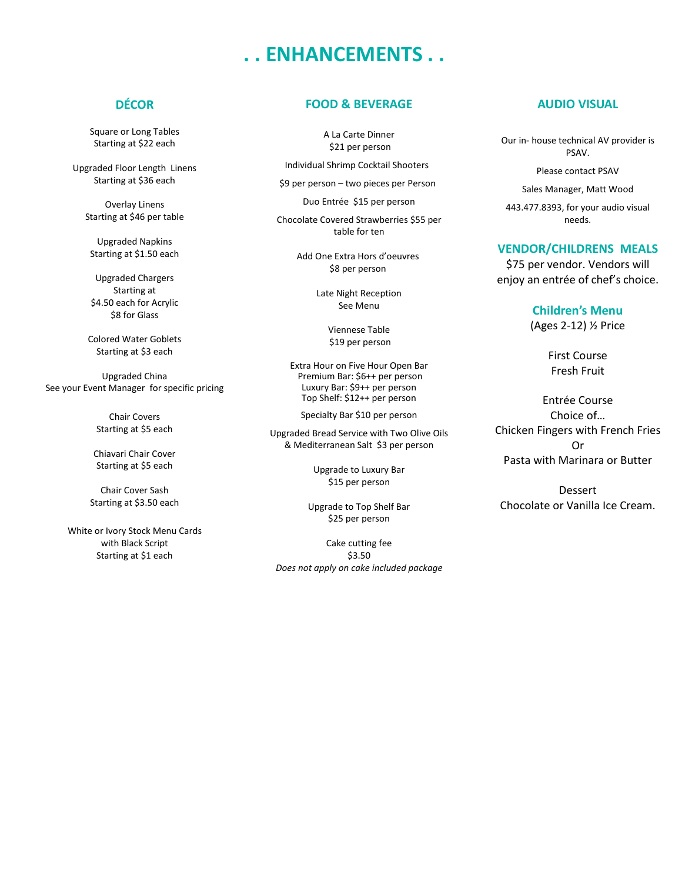# . . ENHANCEMENTS . .

## DÉCOR

Square or Long Tables
Starting at $22 each

Upgraded Floor Length Linens
Starting at $36 each

Overlay Linens
Starting at $46 per table

Upgraded Napkins
Starting at $1.50 each

Upgraded Chargers
Starting at
$4.50 each for Acrylic
$8 for Glass

Colored Water Goblets
Starting at $3 each

Upgraded China
See your Event Manager for specific pricing

Chair Covers
Starting at $5 each

Chiavari Chair Cover
Starting at $5 each

Chair Cover Sash
Starting at $3.50 each

White or Ivory Stock Menu Cards
with Black Script
Starting at $1 each

## FOOD & BEVERAGE

A La Carte Dinner
$21 per person

Individual Shrimp Cocktail Shooters

$9 per person – two pieces per Person

Duo Entrée $15 per person

Chocolate Covered Strawberries $55 per table for ten

Add One Extra Hors d'oeuvres
$8 per person

Late Night Reception
See Menu

Viennese Table
$19 per person

Extra Hour on Five Hour Open Bar
Premium Bar: $6++ per person
Luxury Bar: $9++ per person
Top Shelf: $12++ per person

Specialty Bar $10 per person

Upgraded Bread Service with Two Olive Oils & Mediterranean Salt $3 per person

Upgrade to Luxury Bar
$15 per person

Upgrade to Top Shelf Bar
$25 per person

Cake cutting fee
$3.50
*Does not apply on cake included package*

## AUDIO VISUAL

Our in- house technical AV provider is PSAV.

Please contact PSAV

Sales Manager, Matt Wood

443.477.8393, for your audio visual needs.

## VENDOR/CHILDRENS MEALS

$75 per vendor. Vendors will enjoy an entrée of chef's choice.

### Children's Menu

(Ages 2-12) ½ Price

First Course
Fresh Fruit

Entrée Course
Choice of…
Chicken Fingers with French Fries
Or
Pasta with Marinara or Butter

Dessert
Chocolate or Vanilla Ice Cream.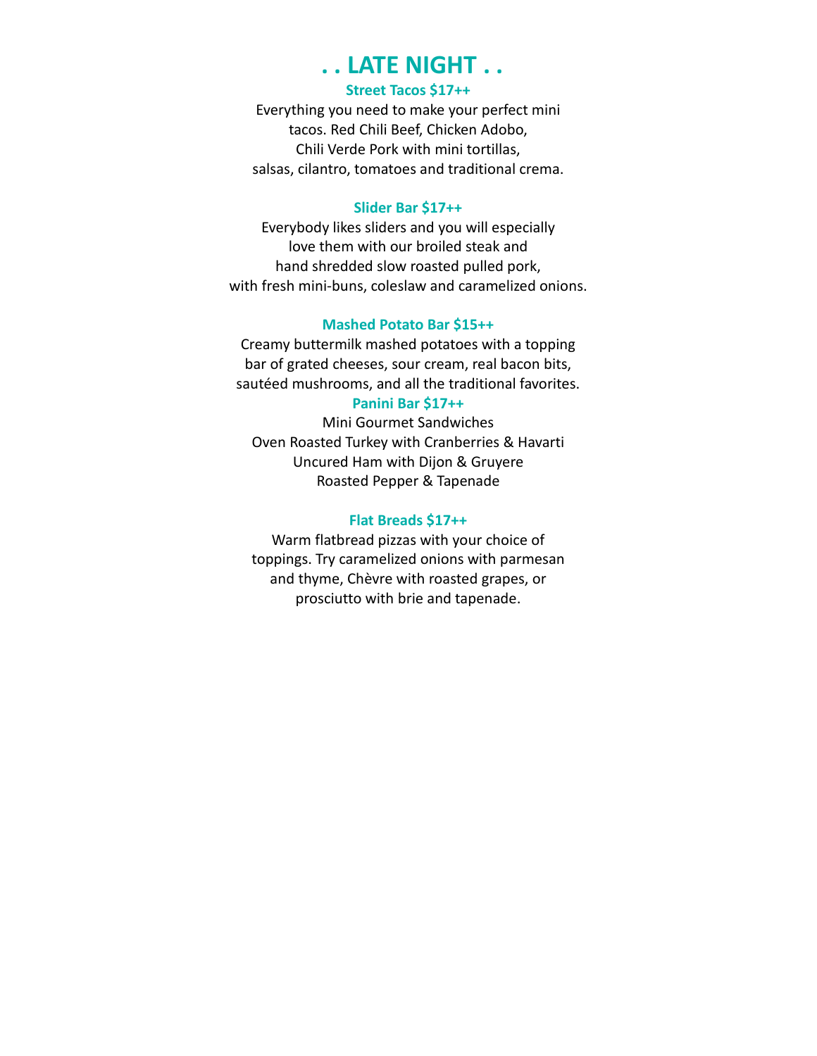# . . LATE NIGHT . .

### Street Tacos $17++

Everything you need to make your perfect mini tacos. Red Chili Beef, Chicken Adobo, Chili Verde Pork with mini tortillas, salsas, cilantro, tomatoes and traditional crema.

### Slider Bar $17++

Everybody likes sliders and you will especially love them with our broiled steak and hand shredded slow roasted pulled pork, with fresh mini-buns, coleslaw and caramelized onions.

### Mashed Potato Bar $15++

Creamy buttermilk mashed potatoes with a topping bar of grated cheeses, sour cream, real bacon bits, sautéed mushrooms, and all the traditional favorites.

### Panini Bar $17++

Mini Gourmet Sandwiches
Oven Roasted Turkey with Cranberries & Havarti
Uncured Ham with Dijon & Gruyere
Roasted Pepper & Tapenade

### Flat Breads $17++

Warm flatbread pizzas with your choice of toppings. Try caramelized onions with parmesan and thyme, Chèvre with roasted grapes, or prosciutto with brie and tapenade.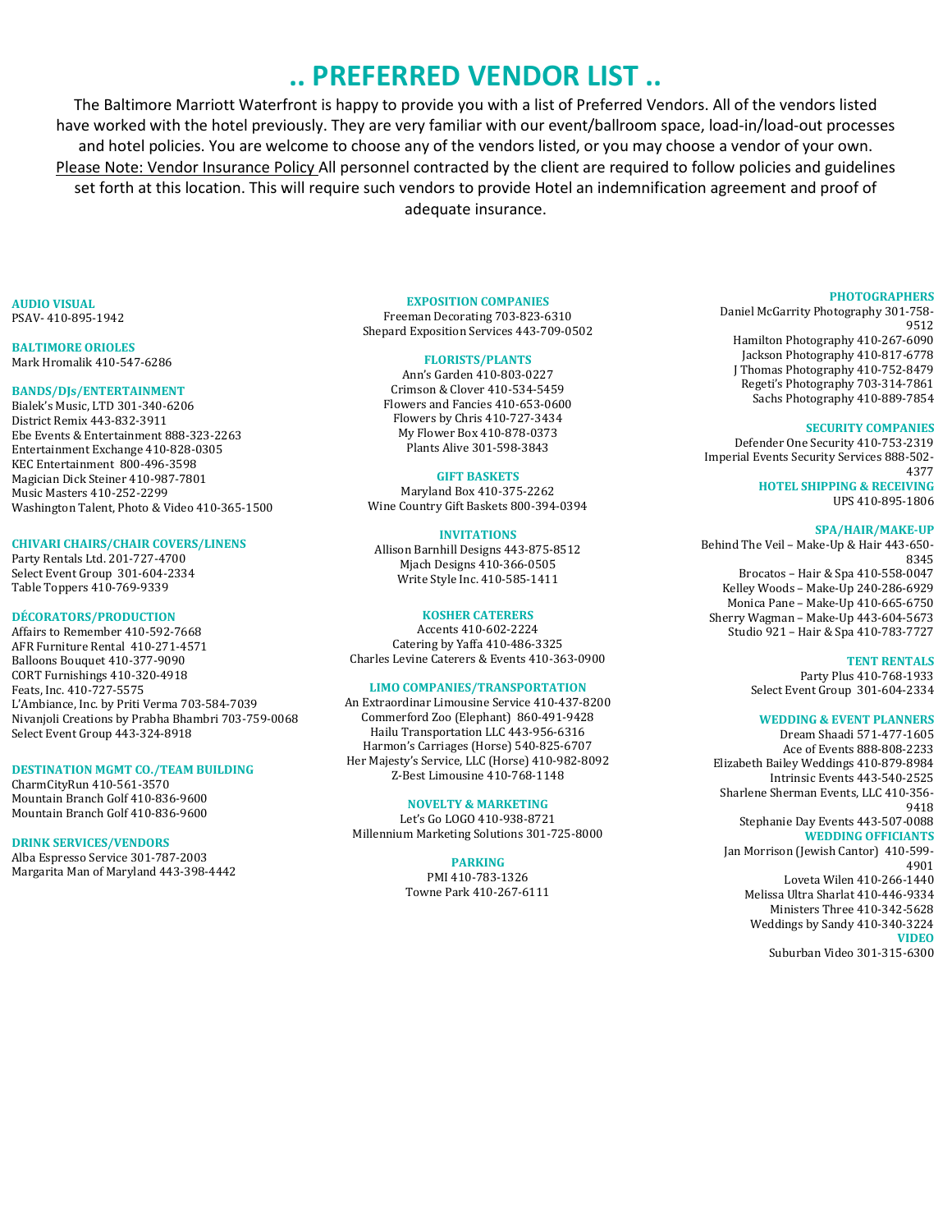# .. PREFERRED VENDOR LIST ..

The Baltimore Marriott Waterfront is happy to provide you with a list of Preferred Vendors. All of the vendors listed have worked with the hotel previously. They are very familiar with our event/ballroom space, load-in/load-out processes and hotel policies. You are welcome to choose any of the vendors listed, or you may choose a vendor of your own. Please Note: Vendor Insurance Policy All personnel contracted by the client are required to follow policies and guidelines set forth at this location. This will require such vendors to provide Hotel an indemnification agreement and proof of adequate insurance.

### AUDIO VISUAL
PSAV- 410-895-1942

### BALTIMORE ORIOLES
Mark Hromalik 410-547-6286

### BANDS/DJs/ENTERTAINMENT
Bialek's Music, LTD 301-340-6206
District Remix 443-832-3911
Ebe Events & Entertainment 888-323-2263
Entertainment Exchange 410-828-0305
KEC Entertainment 800-496-3598
Magician Dick Steiner 410-987-7801
Music Masters 410-252-2299
Washington Talent, Photo & Video 410-365-1500

### CHIVARI CHAIRS/CHAIR COVERS/LINENS
Party Rentals Ltd. 201-727-4700
Select Event Group 301-604-2334
Table Toppers 410-769-9339

### DÉCORATORS/PRODUCTION
Affairs to Remember 410-592-7668
AFR Furniture Rental 410-271-4571
Balloons Bouquet 410-377-9090
CORT Furnishings 410-320-4918
Feats, Inc. 410-727-5575
L'Ambiance, Inc. by Priti Verma 703-584-7039
Nivanjoli Creations by Prabha Bhambri 703-759-0068
Select Event Group 443-324-8918

### DESTINATION MGMT CO./TEAM BUILDING
CharmCityRun 410-561-3570
Mountain Branch Golf 410-836-9600
Mountain Branch Golf 410-836-9600

### DRINK SERVICES/VENDORS
Alba Espresso Service 301-787-2003
Margarita Man of Maryland 443-398-4442

### EXPOSITION COMPANIES
Freeman Decorating 703-823-6310
Shepard Exposition Services 443-709-0502

### FLORISTS/PLANTS
Ann's Garden 410-803-0227
Crimson & Clover 410-534-5459
Flowers and Fancies 410-653-0600
Flowers by Chris 410-727-3434
My Flower Box 410-878-0373
Plants Alive 301-598-3843

### GIFT BASKETS
Maryland Box 410-375-2262
Wine Country Gift Baskets 800-394-0394

### INVITATIONS
Allison Barnhill Designs 443-875-8512
Mjach Designs 410-366-0505
Write Style Inc. 410-585-1411

### KOSHER CATERERS
Accents 410-602-2224
Catering by Yaffa 410-486-3325
Charles Levine Caterers & Events 410-363-0900

### LIMO COMPANIES/TRANSPORTATION
An Extraordinar Limousine Service 410-437-8200
Commerford Zoo (Elephant) 860-491-9428
Hailu Transportation LLC 443-956-6316
Harmon's Carriages (Horse) 540-825-6707
Her Majesty's Service, LLC (Horse) 410-982-8092
Z-Best Limousine 410-768-1148

### NOVELTY & MARKETING
Let's Go LOGO 410-938-8721
Millennium Marketing Solutions 301-725-8000

### PARKING
PMI 410-783-1326
Towne Park 410-267-6111

### PHOTOGRAPHERS
Daniel McGarrity Photography 301-758-9512
Hamilton Photography 410-267-6090
Jackson Photography 410-817-6778
J Thomas Photography 410-752-8479
Regeti's Photography 703-314-7861
Sachs Photography 410-889-7854

### SECURITY COMPANIES
Defender One Security 410-753-2319
Imperial Events Security Services 888-502-4377

### HOTEL SHIPPING & RECEIVING
UPS 410-895-1806

### SPA/HAIR/MAKE-UP
Behind The Veil – Make-Up & Hair 443-650-8345
Brocatos – Hair & Spa 410-558-0047
Kelley Woods – Make-Up 240-286-6929
Monica Pane – Make-Up 410-665-6750
Sherry Wagman – Make-Up 443-604-5673
Studio 921 – Hair & Spa 410-783-7727

### TENT RENTALS
Party Plus 410-768-1933
Select Event Group 301-604-2334

### WEDDING & EVENT PLANNERS
Dream Shaadi 571-477-1605
Ace of Events 888-808-2233
Elizabeth Bailey Weddings 410-879-8984
Intrinsic Events 443-540-2525
Sharlene Sherman Events, LLC 410-356-9418
Stephanie Day Events 443-507-0088

### WEDDING OFFICIANTS
Jan Morrison (Jewish Cantor) 410-599-4901
Loveta Wilen 410-266-1440
Melissa Ultra Sharlat 410-446-9334
Ministers Three 410-342-5628
Weddings by Sandy 410-340-3224

### VIDEO
Suburban Video 301-315-6300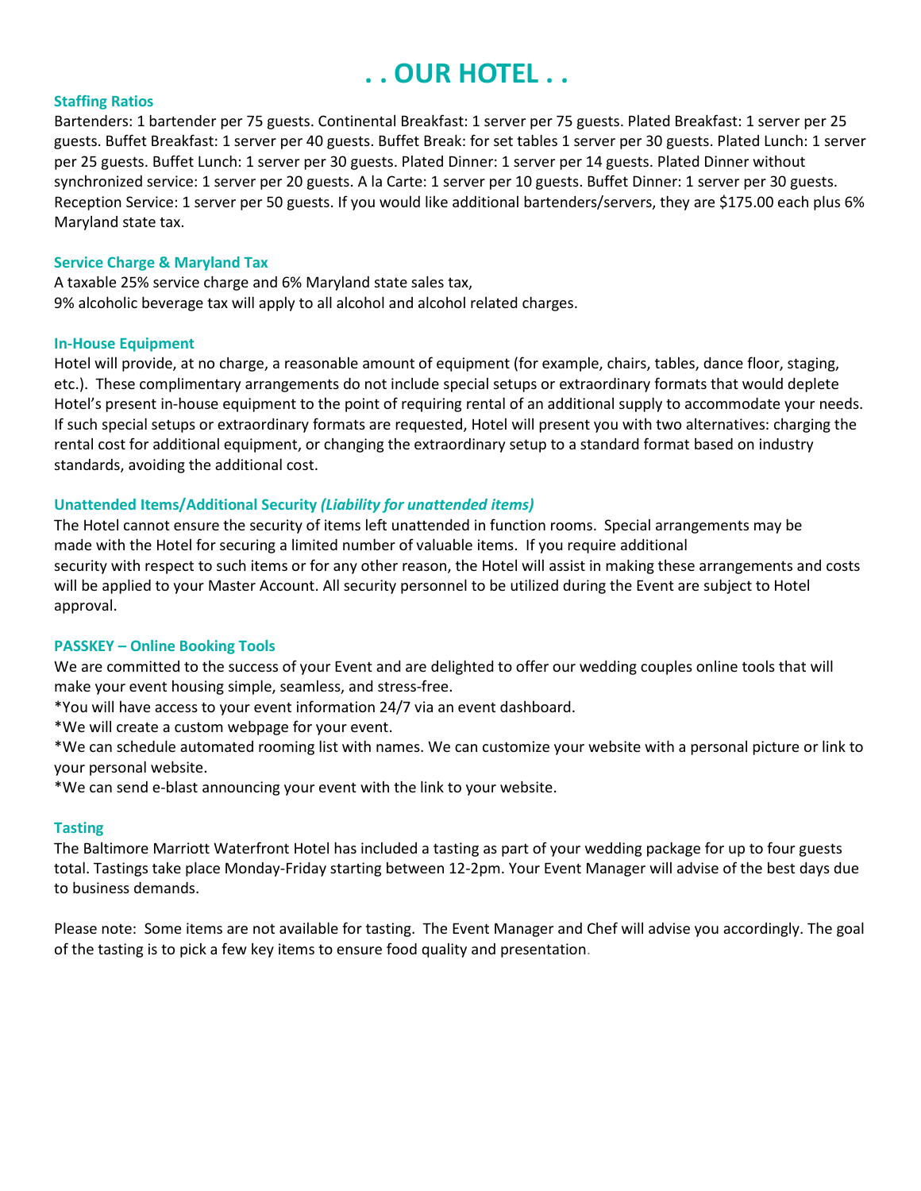# . . OUR HOTEL . .

### Staffing Ratios

Bartenders: 1 bartender per 75 guests. Continental Breakfast: 1 server per 75 guests. Plated Breakfast: 1 server per 25 guests. Buffet Breakfast: 1 server per 40 guests. Buffet Break: for set tables 1 server per 30 guests. Plated Lunch: 1 server per 25 guests. Buffet Lunch: 1 server per 30 guests. Plated Dinner: 1 server per 14 guests. Plated Dinner without synchronized service: 1 server per 20 guests. A la Carte: 1 server per 10 guests. Buffet Dinner: 1 server per 30 guests. Reception Service: 1 server per 50 guests. If you would like additional bartenders/servers, they are $175.00 each plus 6% Maryland state tax.

### Service Charge & Maryland Tax

A taxable 25% service charge and 6% Maryland state sales tax,
9% alcoholic beverage tax will apply to all alcohol and alcohol related charges.

### In-House Equipment

Hotel will provide, at no charge, a reasonable amount of equipment (for example, chairs, tables, dance floor, staging, etc.). These complimentary arrangements do not include special setups or extraordinary formats that would deplete Hotel's present in-house equipment to the point of requiring rental of an additional supply to accommodate your needs. If such special setups or extraordinary formats are requested, Hotel will present you with two alternatives: charging the rental cost for additional equipment, or changing the extraordinary setup to a standard format based on industry standards, avoiding the additional cost.

### Unattended Items/Additional Security *(Liability for unattended items)*

The Hotel cannot ensure the security of items left unattended in function rooms. Special arrangements may be made with the Hotel for securing a limited number of valuable items. If you require additional security with respect to such items or for any other reason, the Hotel will assist in making these arrangements and costs will be applied to your Master Account. All security personnel to be utilized during the Event are subject to Hotel approval.

### PASSKEY – Online Booking Tools

We are committed to the success of your Event and are delighted to offer our wedding couples online tools that will make your event housing simple, seamless, and stress-free.

*You will have access to your event information 24/7 via an event dashboard.

*We will create a custom webpage for your event.

*We can schedule automated rooming list with names. We can customize your website with a personal picture or link to your personal website.

*We can send e-blast announcing your event with the link to your website.

### Tasting

The Baltimore Marriott Waterfront Hotel has included a tasting as part of your wedding package for up to four guests total. Tastings take place Monday-Friday starting between 12-2pm. Your Event Manager will advise of the best days due to business demands.

Please note: Some items are not available for tasting. The Event Manager and Chef will advise you accordingly. The goal of the tasting is to pick a few key items to ensure food quality and presentation.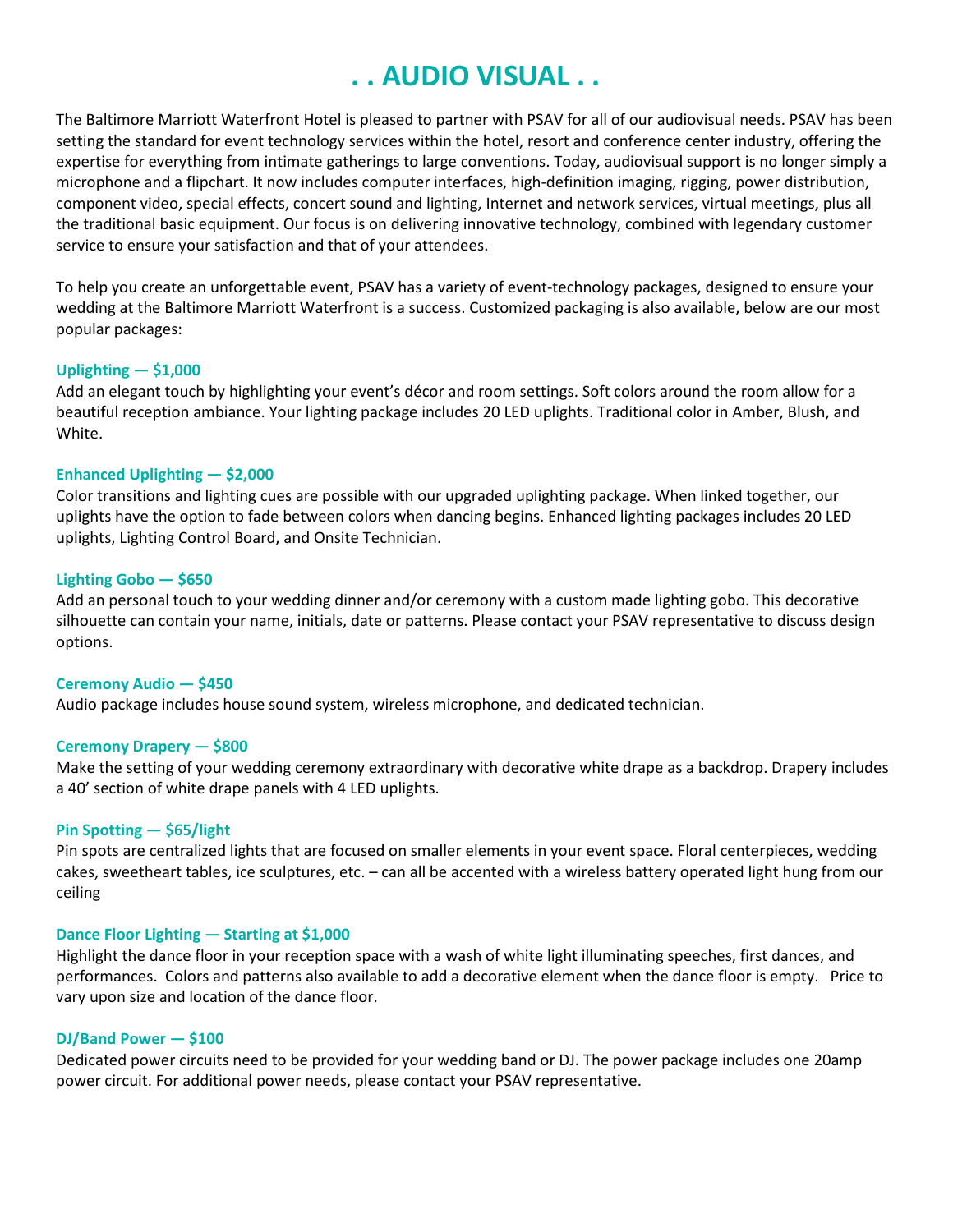# . . AUDIO VISUAL . .

The Baltimore Marriott Waterfront Hotel is pleased to partner with PSAV for all of our audiovisual needs. PSAV has been setting the standard for event technology services within the hotel, resort and conference center industry, offering the expertise for everything from intimate gatherings to large conventions. Today, audiovisual support is no longer simply a microphone and a flipchart. It now includes computer interfaces, high-definition imaging, rigging, power distribution, component video, special effects, concert sound and lighting, Internet and network services, virtual meetings, plus all the traditional basic equipment. Our focus is on delivering innovative technology, combined with legendary customer service to ensure your satisfaction and that of your attendees.

To help you create an unforgettable event, PSAV has a variety of event-technology packages, designed to ensure your wedding at the Baltimore Marriott Waterfront is a success. Customized packaging is also available, below are our most popular packages:

**Uplighting — $1,000**

Add an elegant touch by highlighting your event's décor and room settings. Soft colors around the room allow for a beautiful reception ambiance. Your lighting package includes 20 LED uplights. Traditional color in Amber, Blush, and White.

**Enhanced Uplighting — $2,000**

Color transitions and lighting cues are possible with our upgraded uplighting package. When linked together, our uplights have the option to fade between colors when dancing begins. Enhanced lighting packages includes 20 LED uplights, Lighting Control Board, and Onsite Technician.

**Lighting Gobo — $650**

Add an personal touch to your wedding dinner and/or ceremony with a custom made lighting gobo. This decorative silhouette can contain your name, initials, date or patterns. Please contact your PSAV representative to discuss design options.

**Ceremony Audio — $450**

Audio package includes house sound system, wireless microphone, and dedicated technician.

**Ceremony Drapery — $800**

Make the setting of your wedding ceremony extraordinary with decorative white drape as a backdrop. Drapery includes a 40' section of white drape panels with 4 LED uplights.

**Pin Spotting — $65/light**

Pin spots are centralized lights that are focused on smaller elements in your event space. Floral centerpieces, wedding cakes, sweetheart tables, ice sculptures, etc. – can all be accented with a wireless battery operated light hung from our ceiling

**Dance Floor Lighting — Starting at $1,000**

Highlight the dance floor in your reception space with a wash of white light illuminating speeches, first dances, and performances. Colors and patterns also available to add a decorative element when the dance floor is empty. Price to vary upon size and location of the dance floor.

**DJ/Band Power — $100**

Dedicated power circuits need to be provided for your wedding band or DJ. The power package includes one 20amp power circuit. For additional power needs, please contact your PSAV representative.